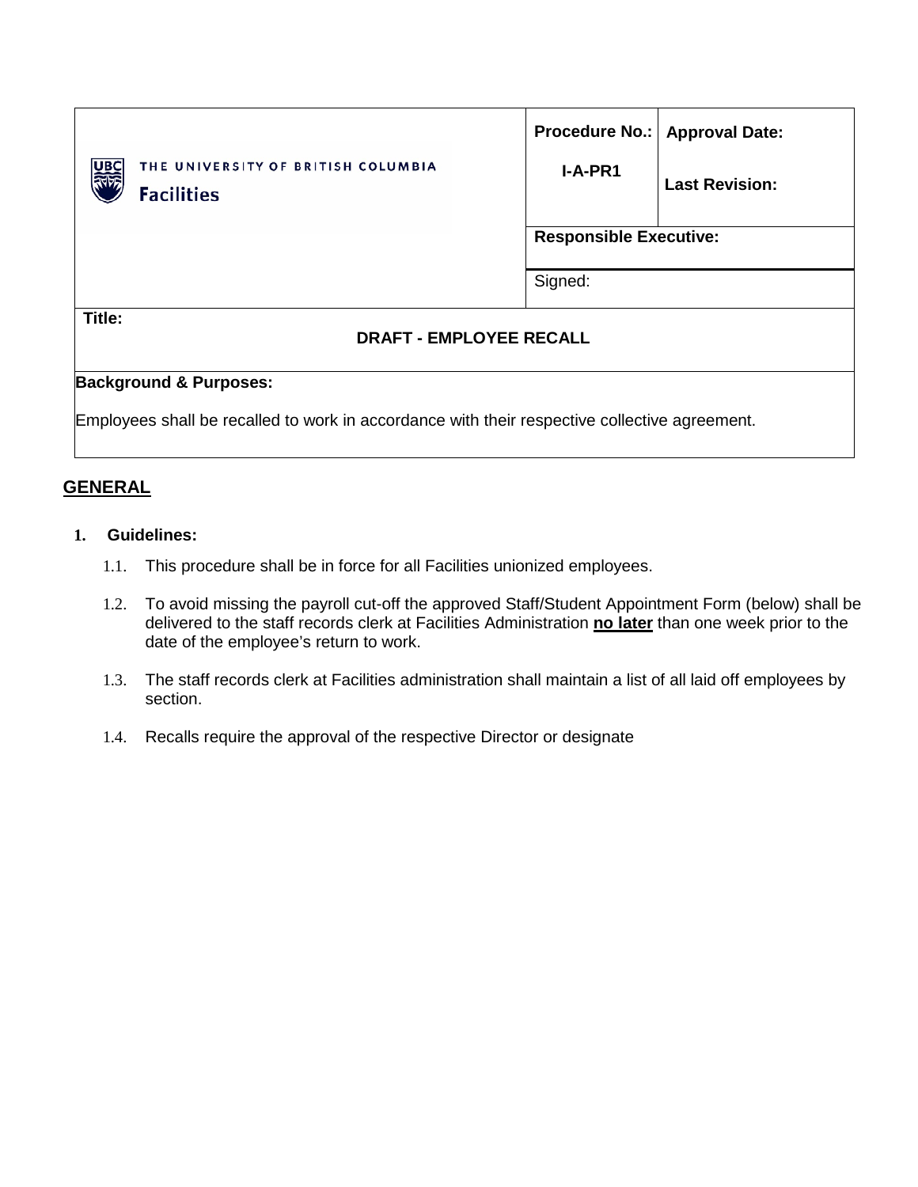| THE UNIVERSITY OF BRITISH COLUMBIA Facilities | **Procedure No.:** **I-A-PR1** | **Approval Date:** **Last Revision:** |
|---|---|---|
| | **Responsible Executive:** | |
| | Signed: | |

**Title:**

**DRAFT - EMPLOYEE RECALL**

**Background & Purposes:**

Employees shall be recalled to work in accordance with their respective collective agreement.

## GENERAL

**1. Guidelines:**

1.1. This procedure shall be in force for all Facilities unionized employees.

1.2. To avoid missing the payroll cut-off the approved Staff/Student Appointment Form (below) shall be delivered to the staff records clerk at Facilities Administration **no later** than one week prior to the date of the employee's return to work.

1.3. The staff records clerk at Facilities administration shall maintain a list of all laid off employees by section.

1.4. Recalls require the approval of the respective Director or designate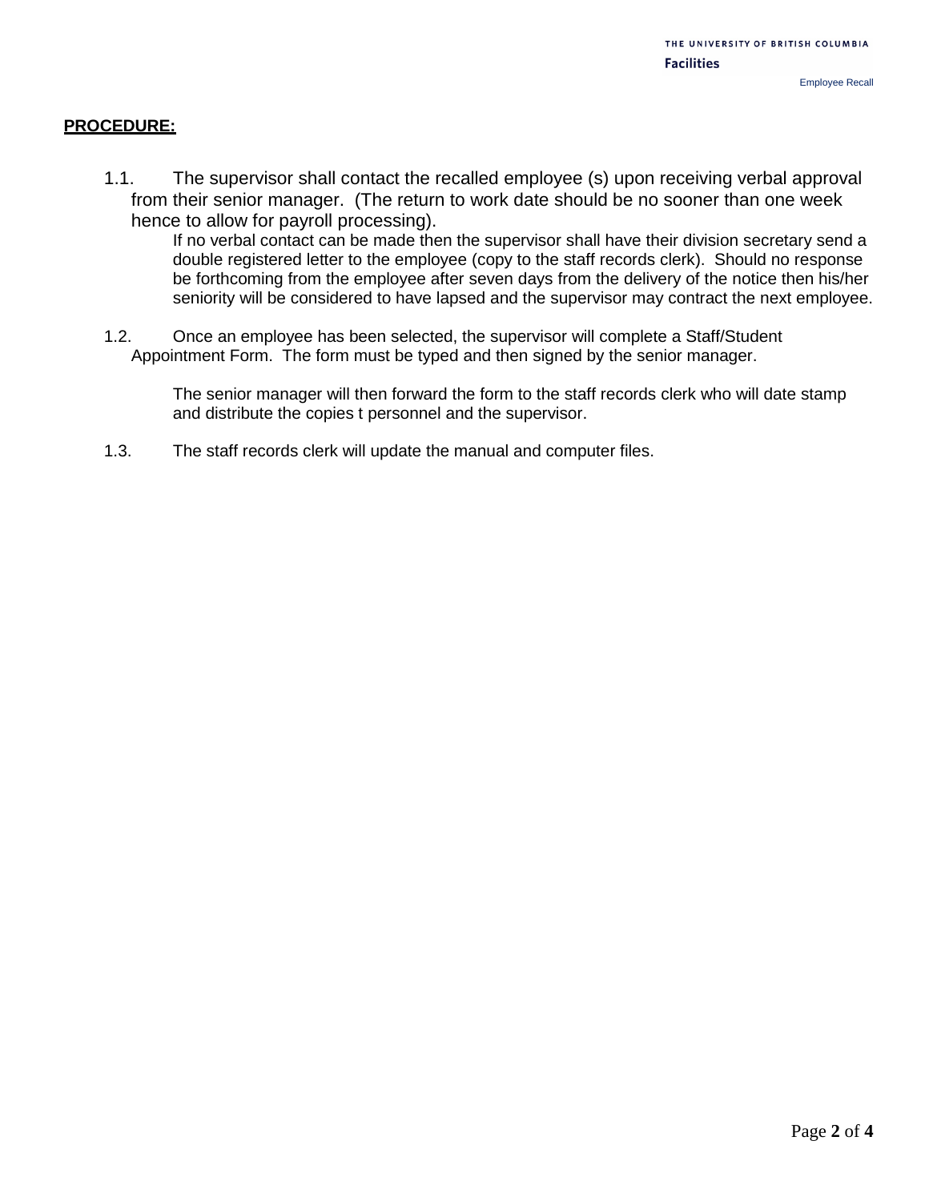**PROCEDURE:**

1.1. The supervisor shall contact the recalled employee (s) upon receiving verbal approval from their senior manager. (The return to work date should be no sooner than one week hence to allow for payroll processing).

If no verbal contact can be made then the supervisor shall have their division secretary send a double registered letter to the employee (copy to the staff records clerk). Should no response be forthcoming from the employee after seven days from the delivery of the notice then his/her seniority will be considered to have lapsed and the supervisor may contract the next employee.

1.2. Once an employee has been selected, the supervisor will complete a Staff/Student Appointment Form. The form must be typed and then signed by the senior manager.

The senior manager will then forward the form to the staff records clerk who will date stamp and distribute the copies t personnel and the supervisor.

1.3. The staff records clerk will update the manual and computer files.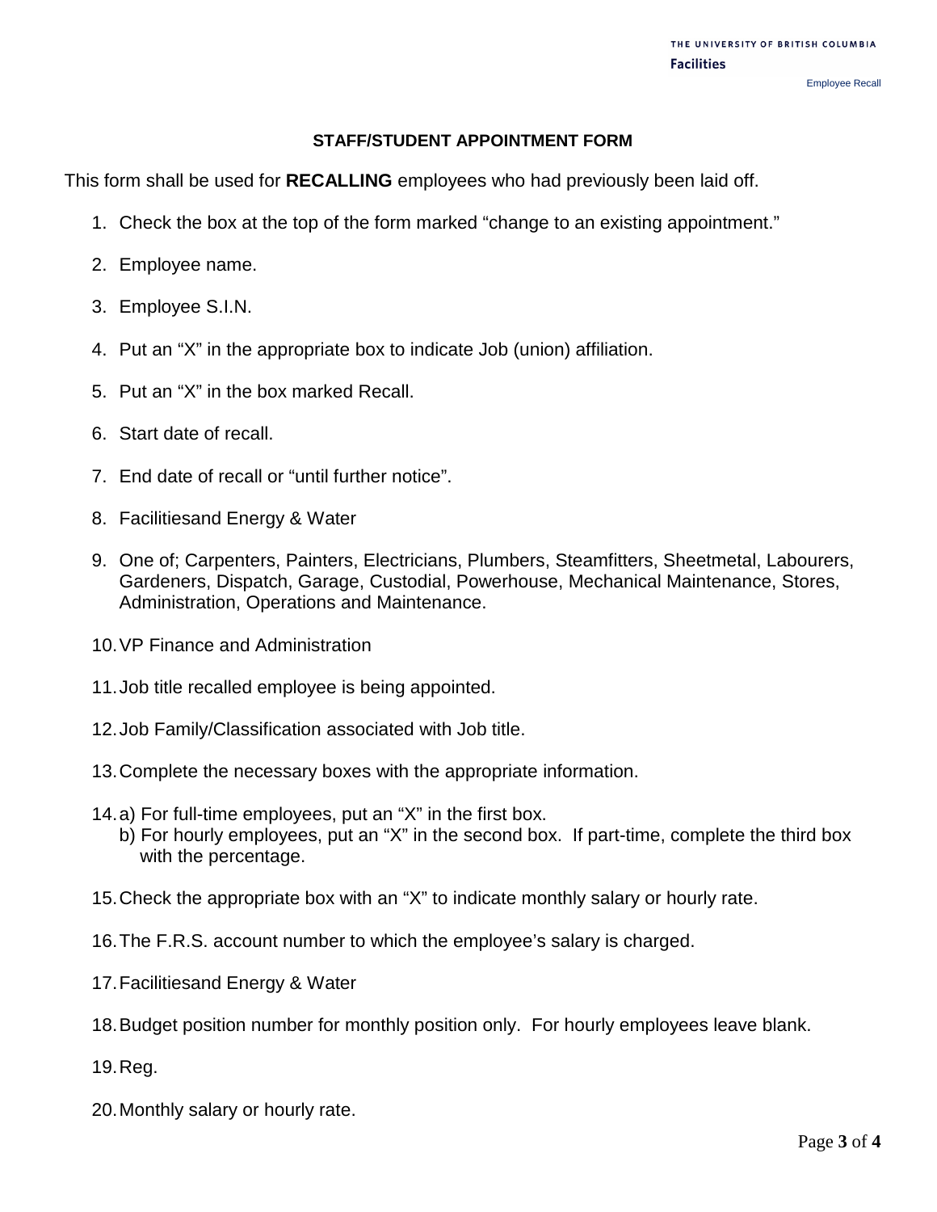# STAFF/STUDENT APPOINTMENT FORM

This form shall be used for **RECALLING** employees who had previously been laid off.

1. Check the box at the top of the form marked "change to an existing appointment."
2. Employee name.
3. Employee S.I.N.
4. Put an "X" in the appropriate box to indicate Job (union) affiliation.
5. Put an "X" in the box marked Recall.
6. Start date of recall.
7. End date of recall or "until further notice".
8. Facilitiesand Energy & Water
9. One of; Carpenters, Painters, Electricians, Plumbers, Steamfitters, Sheetmetal, Labourers, Gardeners, Dispatch, Garage, Custodial, Powerhouse, Mechanical Maintenance, Stores, Administration, Operations and Maintenance.
10. VP Finance and Administration
11. Job title recalled employee is being appointed.
12. Job Family/Classification associated with Job title.
13. Complete the necessary boxes with the appropriate information.
14. a) For full-time employees, put an "X" in the first box.
    b) For hourly employees, put an "X" in the second box. If part-time, complete the third box with the percentage.
15. Check the appropriate box with an "X" to indicate monthly salary or hourly rate.
16. The F.R.S. account number to which the employee's salary is charged.
17. Facilitiesand Energy & Water
18. Budget position number for monthly position only. For hourly employees leave blank.
19. Reg.
20. Monthly salary or hourly rate.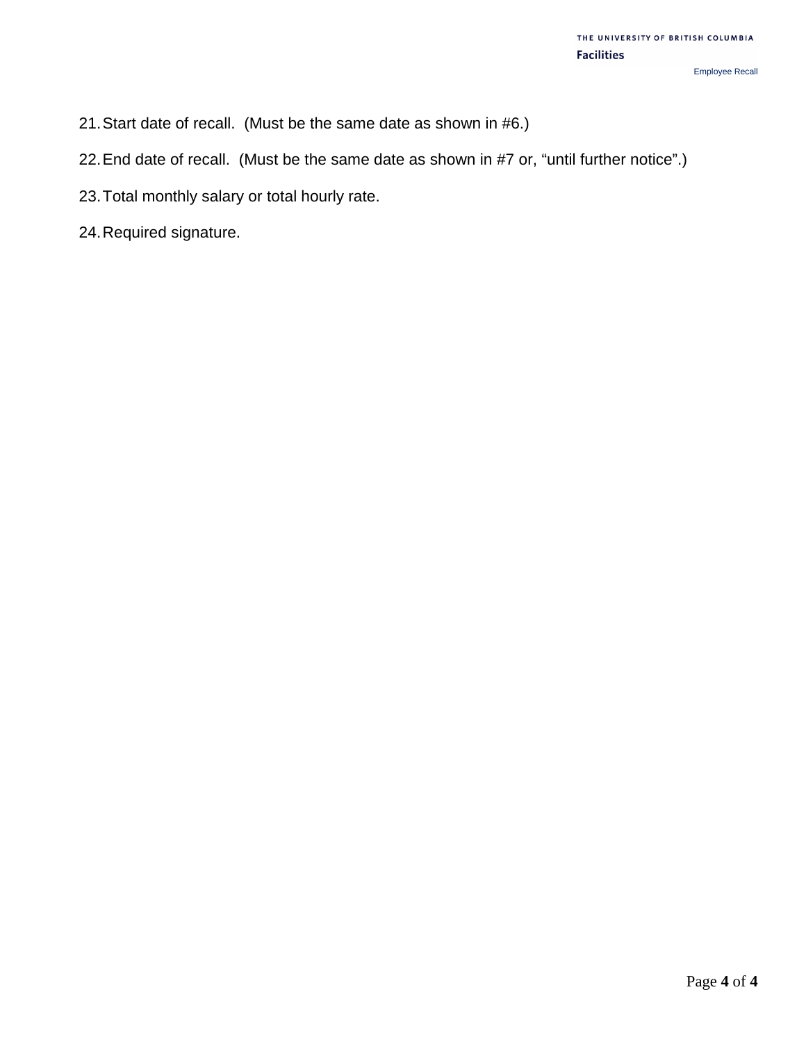21. Start date of recall. (Must be the same date as shown in #6.)
22. End date of recall. (Must be the same date as shown in #7 or, “until further notice”.)
23. Total monthly salary or total hourly rate.
24. Required signature.